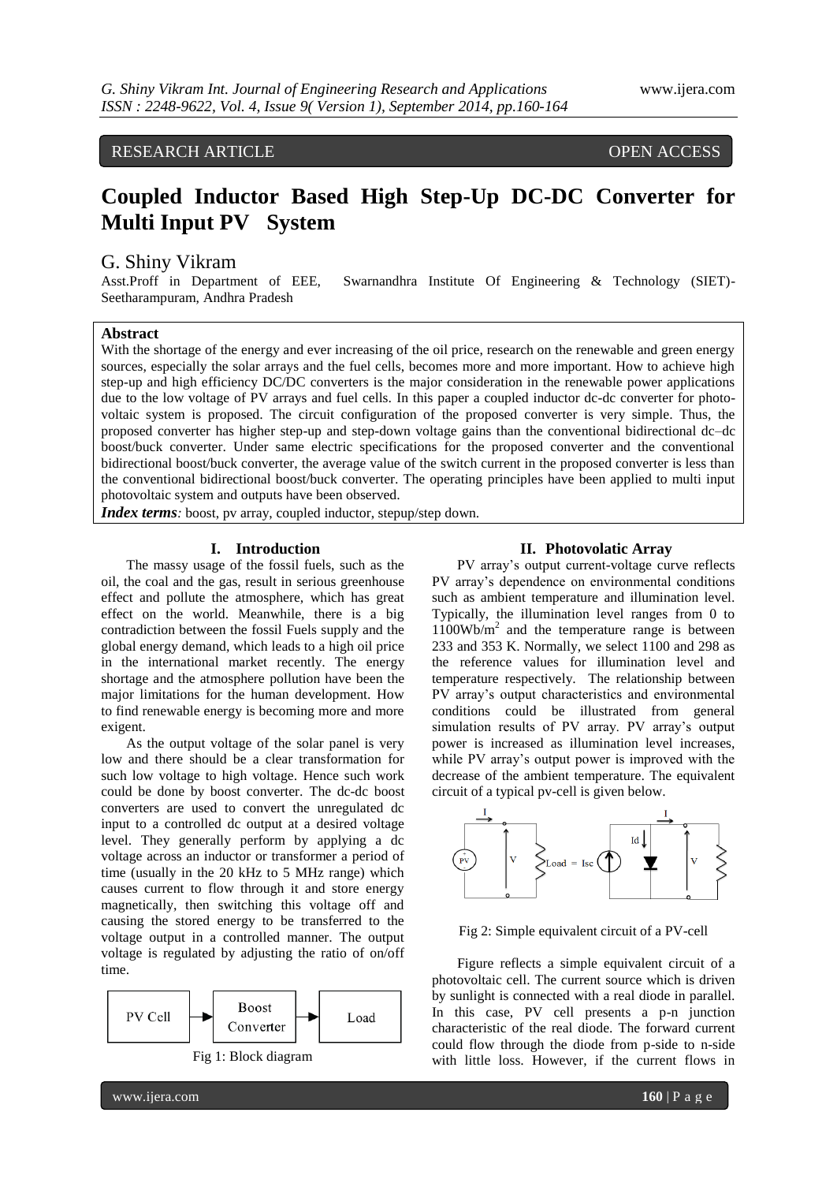RESEARCH ARTICLE OPEN ACCESS

# Coupled Inductor Based High Step-Up DC-DC Converter for Multi Input PV System

## G. Shiny Vikram

Asst.Proff in Department of EEE, Swarnandhra Institute Of Engineering & Technology (SIET)- Seetharampuram, Andhra Pradesh

### Abstract

With the shortage of the energy and ever increasing of the oil price, research on the renewable and green energy sources, especially the solar arrays and the fuel cells, becomes more and more important. How to achieve high step-up and high efficiency DC/DC converters is the major consideration in the renewable power applications due to the low voltage of PV arrays and fuel cells. In this paper a coupled inductor dc-dc converter for photo-voltaic system is proposed. The circuit configuration of the proposed converter is very simple. Thus, the proposed converter has higher step-up and step-down voltage gains than the conventional bidirectional dc–dc boost/buck converter. Under same electric specifications for the proposed converter and the conventional bidirectional boost/buck converter, the average value of the switch current in the proposed converter is less than the conventional bidirectional boost/buck converter. The operating principles have been applied to multi input photovoltaic system and outputs have been observed.

***Index terms**:* boost, pv array, coupled inductor, stepup/step down.

## I. Introduction

The massy usage of the fossil fuels, such as the oil, the coal and the gas, result in serious greenhouse effect and pollute the atmosphere, which has great effect on the world. Meanwhile, there is a big contradiction between the fossil Fuels supply and the global energy demand, which leads to a high oil price in the international market recently. The energy shortage and the atmosphere pollution have been the major limitations for the human development. How to find renewable energy is becoming more and more exigent.

As the output voltage of the solar panel is very low and there should be a clear transformation for such low voltage to high voltage. Hence such work could be done by boost converter. The dc-dc boost converters are used to convert the unregulated dc input to a controlled dc output at a desired voltage level. They generally perform by applying a dc voltage across an inductor or transformer a period of time (usually in the 20 kHz to 5 MHz range) which causes current to flow through it and store energy magnetically, then switching this voltage off and causing the stored energy to be transferred to the voltage output in a controlled manner. The output voltage is regulated by adjusting the ratio of on/off time.

PV Cell → Boost Converter → Load

Fig 1: Block diagram

## II. Photovolatic Array

PV array's output current-voltage curve reflects PV array's dependence on environmental conditions such as ambient temperature and illumination level. Typically, the illumination level ranges from 0 to $1100\text{Wb/m}^2$ and the temperature range is between 233 and 353 K. Normally, we select 1100 and 298 as the reference values for illumination level and temperature respectively. The relationship between PV array's output characteristics and environmental conditions could be illustrated from general simulation results of PV array. PV array's output power is increased as illumination level increases, while PV array's output power is improved with the decrease of the ambient temperature. The equivalent circuit of a typical pv-cell is given below.

Fig 2: Simple equivalent circuit of a PV-cell

Figure reflects a simple equivalent circuit of a photovoltaic cell. The current source which is driven by sunlight is connected with a real diode in parallel. In this case, PV cell presents a p-n junction characteristic of the real diode. The forward current could flow through the diode from p-side to n-side with little loss. However, if the current flows in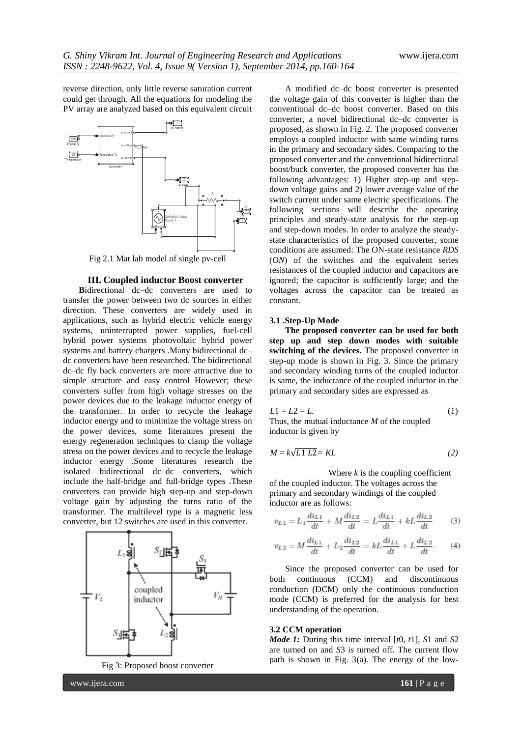reverse direction, only little reverse saturation current could get through. All the equations for modeling the PV array are analyzed based on this equivalent circuit

Fig 2.1 Mat lab model of single pv-cell

## III. Coupled inductor Boost converter

**B**idirectional dc–dc converters are used to transfer the power between two dc sources in either direction. These converters are widely used in applications, such as hybrid electric vehicle energy systems, uninterrupted power supplies, fuel-cell hybrid power systems photovoltaic hybrid power systems and battery chargers .Many bidirectional dc–dc converters have been researched. The bidirectional dc–dc fly back converters are more attractive due to simple structure and easy control However; these converters suffer from high voltage stresses on the power devices due to the leakage inductor energy of the transformer. In order to recycle the leakage inductor energy and to minimize the voltage stress on the power devices, some literatures present the energy regeneration techniques to clamp the voltage stress on the power devices and to recycle the leakage inductor energy .Some literatures research the isolated bidirectional dc–dc converters, which include the half-bridge and full-bridge types .These converters can provide high step-up and step-down voltage gain by adjusting the turns ratio of the transformer. The multilevel type is a magnetic less converter, but 12 switches are used in this converter.

Fig 3: Proposed boost converter

A modified dc–dc boost converter is presented the voltage gain of this converter is higher than the conventional dc–dc boost converter. Based on this converter, a novel bidirectional dc–dc converter is proposed, as shown in Fig. 2. The proposed converter employs a coupled inductor with same winding turns in the primary and secondary sides. Comparing to the proposed converter and the conventional bidirectional boost/buck converter, the proposed converter has the following advantages: 1) Higher step-up and step-down voltage gains and 2) lower average value of the switch current under same electric specifications. The following sections will describe the operating principles and steady-state analysis for the step-up and step-down modes. In order to analyze the steady-state characteristics of the proposed converter, some conditions are assumed: The ON-state resistance *RDS* (*ON*) of the switches and the equivalent series resistances of the coupled inductor and capacitors are ignored; the capacitor is sufficiently large; and the voltages across the capacitor can be treated as constant.

### 3.1 .Step-Up Mode

**The proposed converter can be used for both step up and step down modes with suitable switching of the devices.** The proposed converter in step-up mode is shown in Fig. 3. Since the primary and secondary winding turns of the coupled inductor is same, the inductance of the coupled inductor in the primary and secondary sides are expressed as

$$L1 = L2 = L. \tag{1}$$

Thus, the mutual inductance *M* of the coupled inductor is given by

$$M = k\sqrt{L1\ L2} = KL \tag{2}$$

Where *k* is the coupling coefficient of the coupled inductor. The voltages across the primary and secondary windings of the coupled inductor are as follows:

$$v_{L1} = L_1\frac{di_{L1}}{dt} + M\frac{di_{L2}}{dt} = L\frac{di_{L1}}{dt} + kL\frac{di_{L2}}{dt} \tag{3}$$

$$v_{L2} = M\frac{di_{L1}}{dt} + L_2\frac{di_{L2}}{dt} = kL\frac{di_{L1}}{dt} + L\frac{di_{L2}}{dt}. \tag{4}$$

Since the proposed converter can be used for both continuous (CCM) and discontinuous conduction (DCM) only the continuous conduction mode (CCM) is preferred for the analysis for best understanding of the operation.

### 3.2 CCM operation

***Mode 1:*** During this time interval [$t0$, $t1$], $S1$ and $S2$ are turned on and $S3$ is turned off. The current flow path is shown in Fig. 3(a). The energy of the low-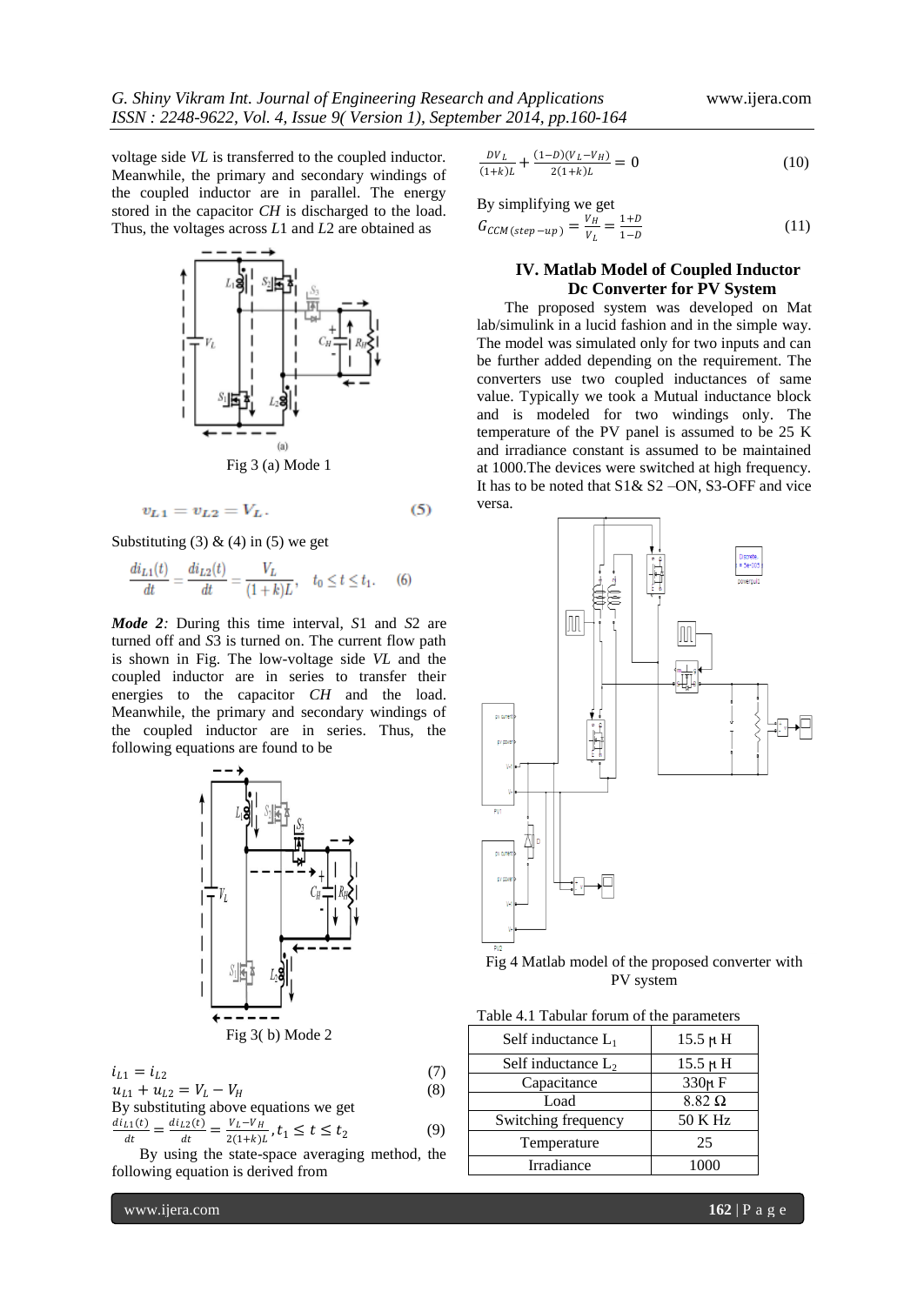voltage side *VL* is transferred to the coupled inductor. Meanwhile, the primary and secondary windings of the coupled inductor are in parallel. The energy stored in the capacitor *CH* is discharged to the load. Thus, the voltages across *L*1 and *L*2 are obtained as

Fig 3 (a) Mode 1

$$v_{L1} = v_{L2} = V_L. \tag{5}$$

Substituting (3) & (4) in (5) we get

$$\frac{di_{L1}(t)}{dt} = \frac{di_{L2}(t)}{dt} = \frac{V_L}{(1+k)L}, \quad t_0 \leq t \leq t_1. \tag{6}$$

***Mode 2***: During this time interval, *S*1 and *S*2 are turned off and *S*3 is turned on. The current flow path is shown in Fig. The low-voltage side *VL* and the coupled inductor are in series to transfer their energies to the capacitor *CH* and the load. Meanwhile, the primary and secondary windings of the coupled inductor are in series. Thus, the following equations are found to be

Fig 3( b) Mode 2

$$i_{L1} = i_{L2} \tag{7}$$

$$u_{L1} + u_{L2} = V_L - V_H \tag{8}$$

By substituting above equations we get

$$\frac{di_{L1}(t)}{dt} = \frac{di_{L2}(t)}{dt} = \frac{V_L - V_H}{2(1+k)L}, t_1 \leq t \leq t_2 \tag{9}$$

By using the state-space averaging method, the following equation is derived from

$$\frac{DV_L}{(1+k)L} + \frac{(1-D)(V_L - V_H)}{2(1+k)L} = 0 \tag{10}$$

By simplifying we get

$$G_{CCM\,(step-up)} = \frac{V_H}{V_L} = \frac{1+D}{1-D} \tag{11}$$

## IV. Matlab Model of Coupled Inductor Dc Converter for PV System

The proposed system was developed on Mat lab/simulink in a lucid fashion and in the simple way. The model was simulated only for two inputs and can be further added depending on the requirement. The converters use two coupled inductances of same value. Typically we took a Mutual inductance block and is modeled for two windings only. The temperature of the PV panel is assumed to be 25 K and irradiance constant is assumed to be maintained at 1000.The devices were switched at high frequency. It has to be noted that S1& S2 –ON, S3-OFF and vice versa.

Fig 4 Matlab model of the proposed converter with PV system

Table 4.1 Tabular forum of the parameters

| Parameter | Value |
|---|---|
| Self inductance $L_1$ | 15.5 μ H |
| Self inductance $L_2$ | 15.5 μ H |
| Capacitance | 330μ F |
| Load | 8.82 Ω |
| Switching frequency | 50 K Hz |
| Temperature | 25 |
| Irradiance | 1000 |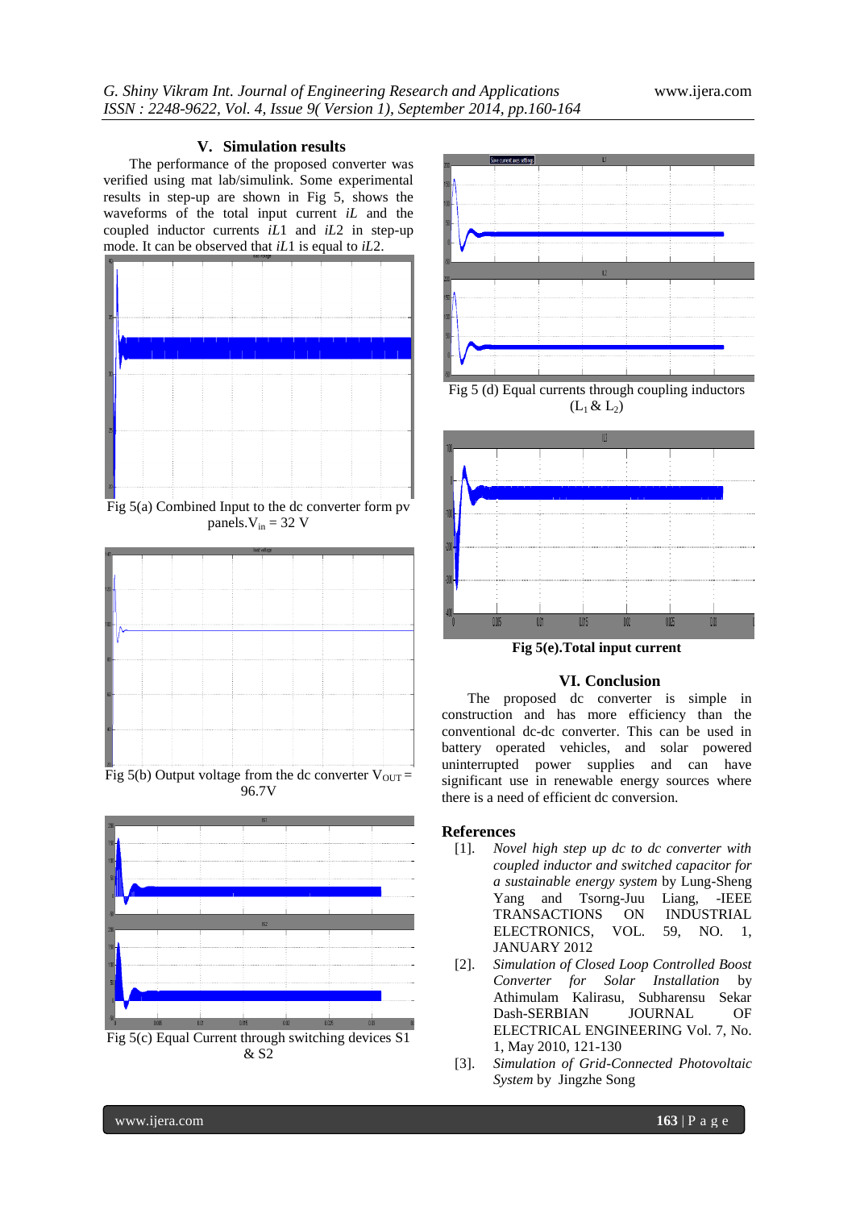## V. Simulation results

The performance of the proposed converter was verified using mat lab/simulink. Some experimental results in step-up are shown in Fig 5, shows the waveforms of the total input current $i_L$ and the coupled inductor currents $i_{L1}$ and $i_{L2}$ in step-up mode. It can be observed that $i_{L1}$ is equal to $i_{L2}$.

Fig 5(a) Combined Input to the dc converter form pv panels. $V_{in}$ = 32 V

Fig 5(b) Output voltage from the dc converter $V_{OUT}$ = 96.7V

Fig 5(c) Equal Current through switching devices S1 & S2

Fig 5 (d) Equal currents through coupling inductors ($L_1$ & $L_2$)

**Fig 5(e).Total input current**

## VI. Conclusion

The proposed dc converter is simple in construction and has more efficiency than the conventional dc-dc converter. This can be used in battery operated vehicles, and solar powered uninterrupted power supplies and can have significant use in renewable energy sources where there is a need of efficient dc conversion.

## References

[1]. *Novel high step up dc to dc converter with coupled inductor and switched capacitor for a sustainable energy system* by Lung-Sheng Yang and Tsorng-Juu Liang, -IEEE TRANSACTIONS ON INDUSTRIAL ELECTRONICS, VOL. 59, NO. 1, JANUARY 2012

[2]. *Simulation of Closed Loop Controlled Boost Converter for Solar Installation* by Athimulam Kalirasu, Subharensu Sekar Dash-SERBIAN JOURNAL OF ELECTRICAL ENGINEERING Vol. 7, No. 1, May 2010, 121-130

[3]. *Simulation of Grid-Connected Photovoltaic System* by Jingzhe Song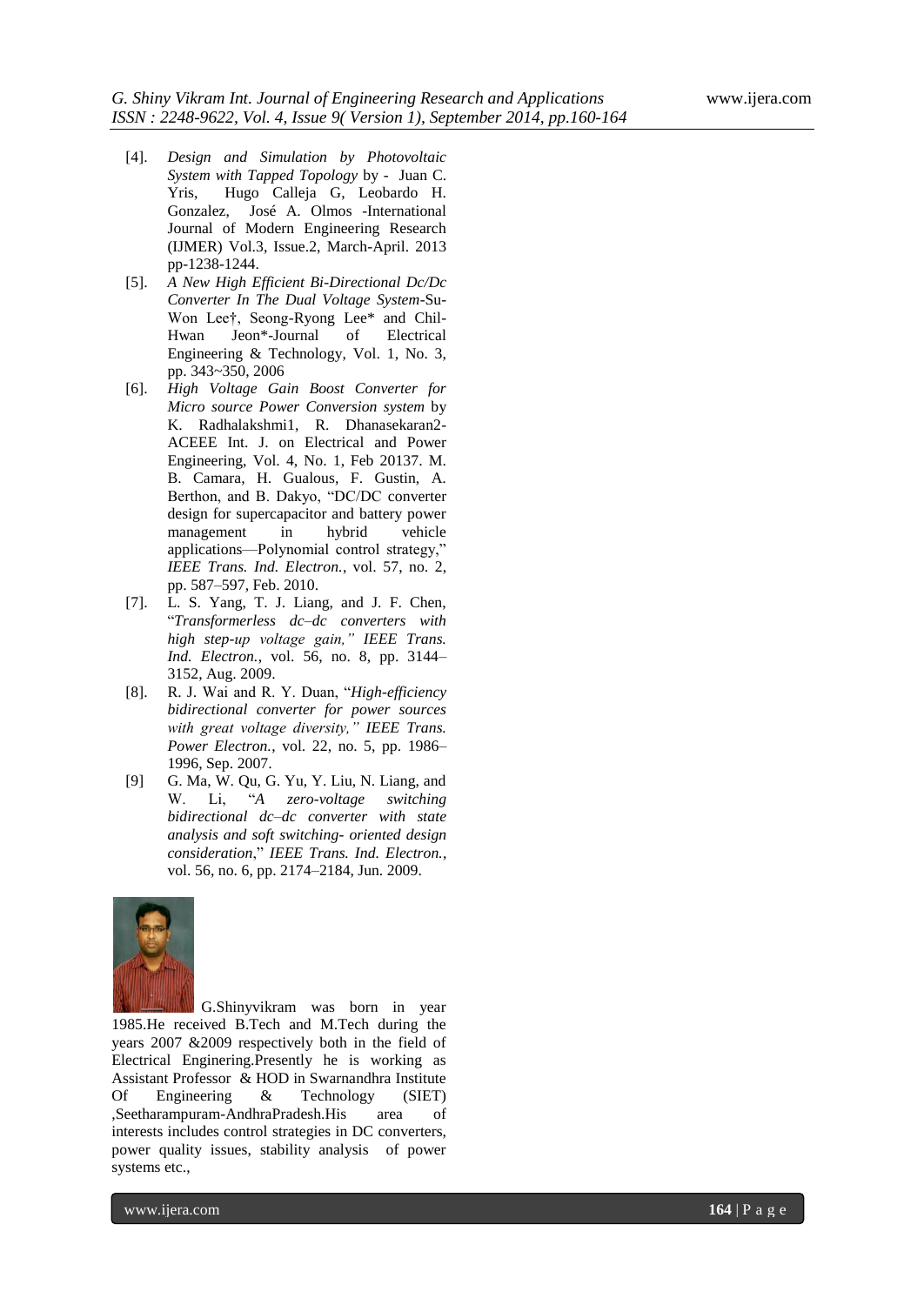[4]. *Design and Simulation by Photovoltaic System with Tapped Topology* by - Juan C. Yris, Hugo Calleja G, Leobardo H. Gonzalez, José A. Olmos -International Journal of Modern Engineering Research (IJMER) Vol.3, Issue.2, March-April. 2013 pp-1238-1244.

[5]. *A New High Efficient Bi-Directional Dc/Dc Converter In The Dual Voltage System*-Su-Won Lee†, Seong-Ryong Lee* and Chil-Hwan Jeon*-Journal of Electrical Engineering & Technology, Vol. 1, No. 3, pp. 343~350, 2006

[6]. *High Voltage Gain Boost Converter for Micro source Power Conversion system* by K. Radhalakshmi1, R. Dhanasekaran2-ACEEE Int. J. on Electrical and Power Engineering, Vol. 4, No. 1, Feb 20137. M. B. Camara, H. Gualous, F. Gustin, A. Berthon, and B. Dakyo, "DC/DC converter design for supercapacitor and battery power management in hybrid vehicle applications—Polynomial control strategy," *IEEE Trans. Ind. Electron.*, vol. 57, no. 2, pp. 587–597, Feb. 2010.

[7]. L. S. Yang, T. J. Liang, and J. F. Chen, "*Transformerless dc–dc converters with high step-up voltage gain," IEEE Trans. Ind. Electron.*, vol. 56, no. 8, pp. 3144–3152, Aug. 2009.

[8]. R. J. Wai and R. Y. Duan, "*High-efficiency bidirectional converter for power sources with great voltage diversity," IEEE Trans. Power Electron.*, vol. 22, no. 5, pp. 1986–1996, Sep. 2007.

[9] G. Ma, W. Qu, G. Yu, Y. Liu, N. Liang, and W. Li, "*A zero-voltage switching bidirectional dc–dc converter with state analysis and soft switching- oriented design consideration*," *IEEE Trans. Ind. Electron.*, vol. 56, no. 6, pp. 2174–2184, Jun. 2009.

G.Shinyvikram was born in year 1985.He received B.Tech and M.Tech during the years 2007 &2009 respectively both in the field of Electrical Enginering.Presently he is working as Assistant Professor & HOD in Swarnandhra Institute Of Engineering & Technology (SIET) ,Seetharampuram-AndhraPradesh.His area of interests includes control strategies in DC converters, power quality issues, stability analysis of power systems etc.,